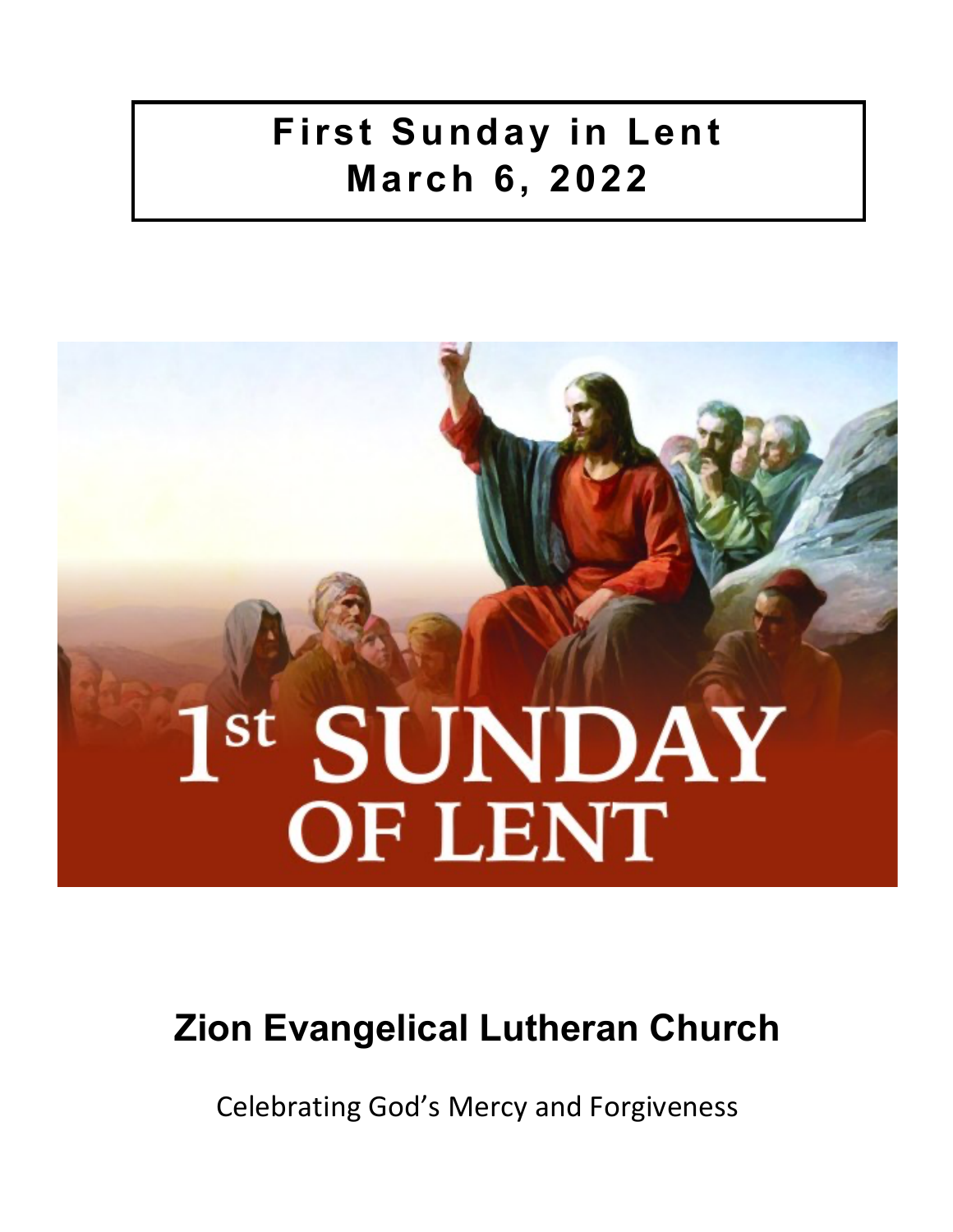# First Sunday in Lent
# March 6, 2022

## Zion Evangelical Lutheran Church

Celebrating God's Mercy and Forgiveness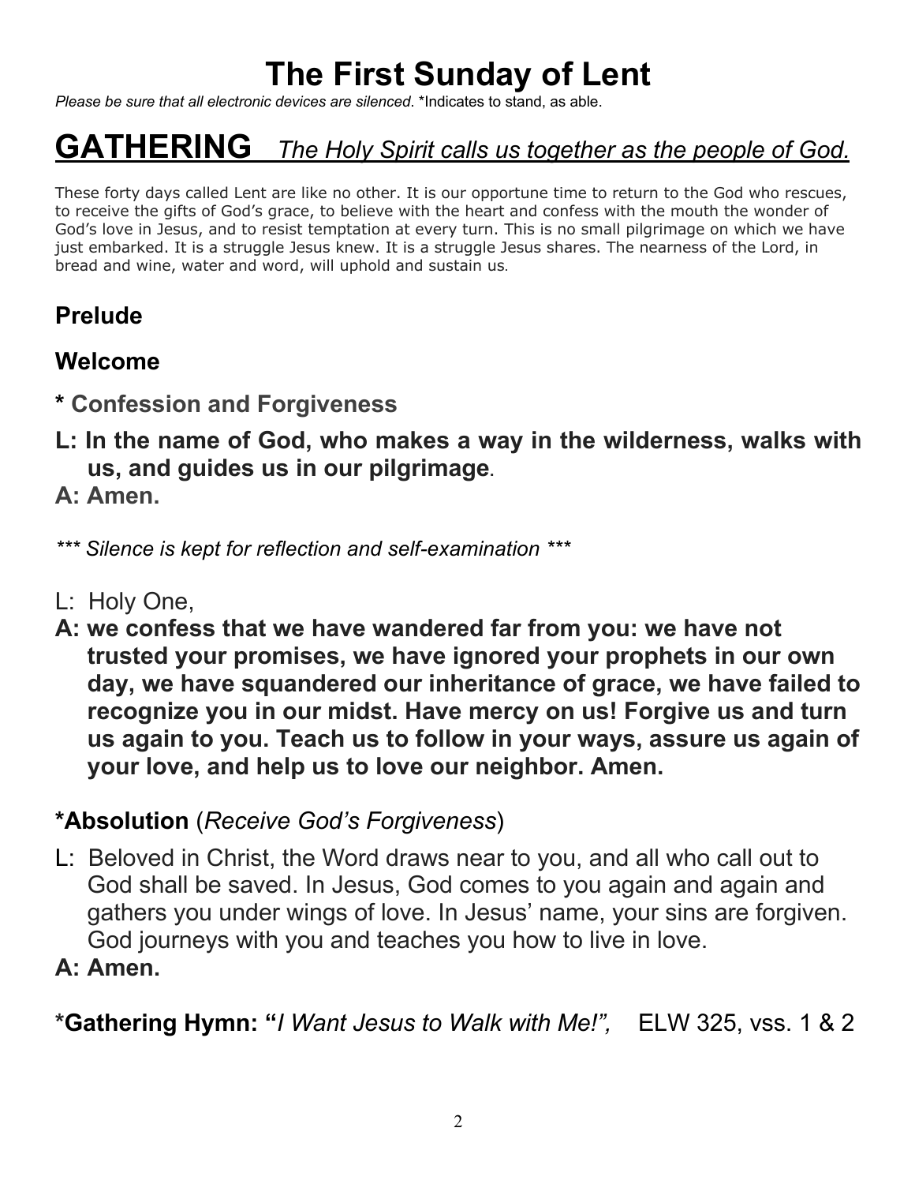# The First Sunday of Lent

*Please be sure that all electronic devices are silenced*. *Indicates to stand, as able.

## GATHERING *The Holy Spirit calls us together as the people of God.*

These forty days called Lent are like no other. It is our opportune time to return to the God who rescues, to receive the gifts of God's grace, to believe with the heart and confess with the mouth the wonder of God's love in Jesus, and to resist temptation at every turn. This is no small pilgrimage on which we have just embarked. It is a struggle Jesus knew. It is a struggle Jesus shares. The nearness of the Lord, in bread and wine, water and word, will uphold and sustain us.

### Prelude

### Welcome

### * Confession and Forgiveness

**L: In the name of God, who makes a way in the wilderness, walks with us, and guides us in our pilgrimage**.

**A: Amen.**

*\*\*\* Silence is kept for reflection and self-examination \*\*\**

L: Holy One,

**A: we confess that we have wandered far from you: we have not trusted your promises, we have ignored your prophets in our own day, we have squandered our inheritance of grace, we have failed to recognize you in our midst. Have mercy on us! Forgive us and turn us again to you. Teach us to follow in your ways, assure us again of your love, and help us to love our neighbor. Amen.**

### *Absolution (*Receive God's Forgiveness*)

L: Beloved in Christ, the Word draws near to you, and all who call out to God shall be saved. In Jesus, God comes to you again and again and gathers you under wings of love. In Jesus' name, your sins are forgiven. God journeys with you and teaches you how to live in love.

**A: Amen.**

### *Gathering Hymn: "*I Want Jesus to Walk with Me!",* ELW 325, vss. 1 & 2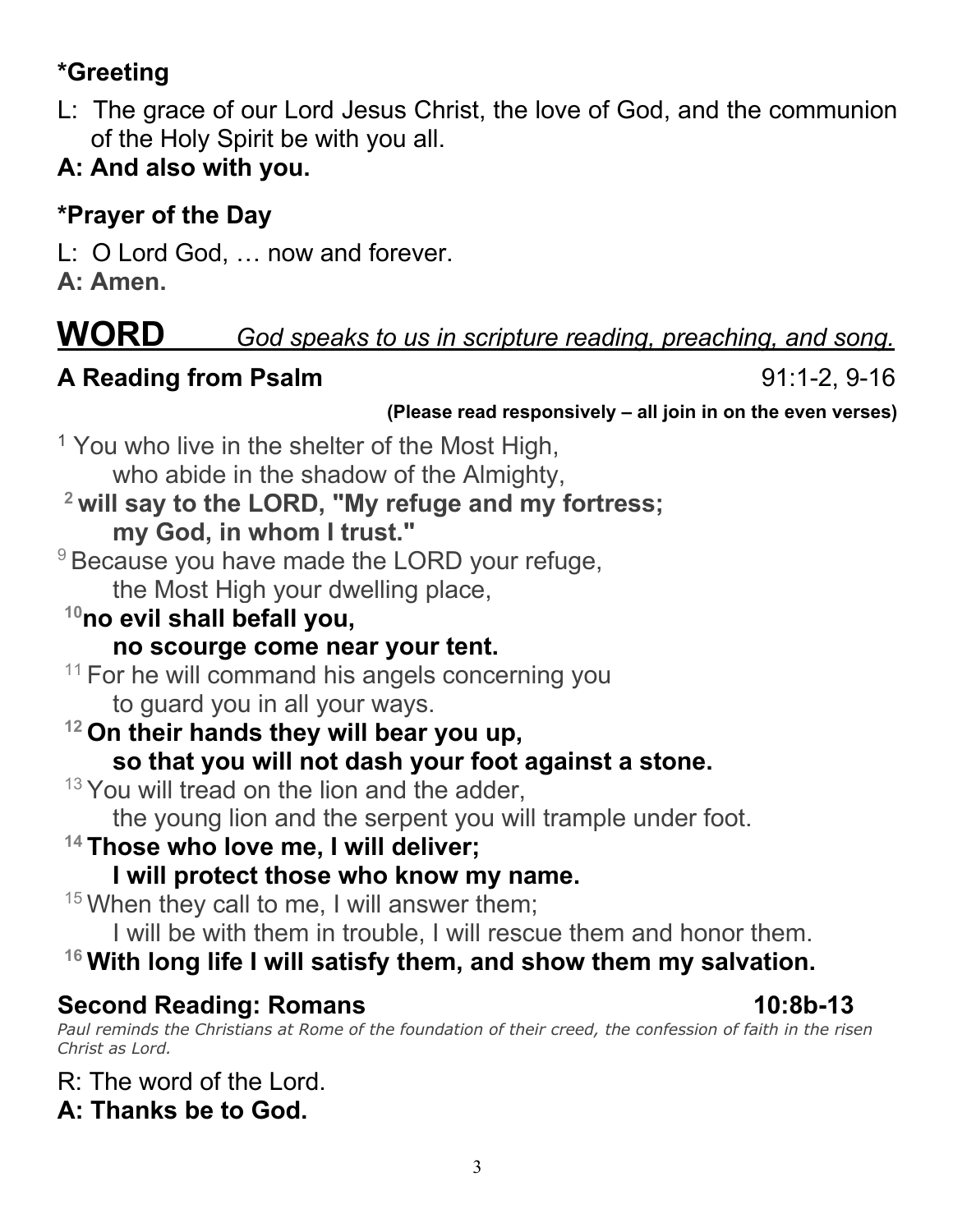## *Greeting

L: The grace of our Lord Jesus Christ, the love of God, and the communion of the Holy Spirit be with you all.

**A: And also with you.**

## *Prayer of the Day

L: O Lord God, … now and forever.

**A: Amen.**

# WORD *God speaks to us in scripture reading, preaching, and song.*

## A Reading from Psalm 91:1-2, 9-16

**(Please read responsively – all join in on the even verses)**

1 You who live in the shelter of the Most High,
who abide in the shadow of the Almighty,

**2 will say to the LORD, "My refuge and my fortress;
my God, in whom I trust."**

9 Because you have made the LORD your refuge,
the Most High your dwelling place,

**10 no evil shall befall you,
no scourge come near your tent.**

11 For he will command his angels concerning you
to guard you in all your ways.

**12 On their hands they will bear you up,
so that you will not dash your foot against a stone.**

13 You will tread on the lion and the adder,
the young lion and the serpent you will trample under foot.

**14 Those who love me, I will deliver;
I will protect those who know my name.**

15 When they call to me, I will answer them;
I will be with them in trouble, I will rescue them and honor them.

**16 With long life I will satisfy them, and show them my salvation.**

## Second Reading: Romans 10:8b-13

*Paul reminds the Christians at Rome of the foundation of their creed, the confession of faith in the risen Christ as Lord.*

R: The word of the Lord.

**A: Thanks be to God.**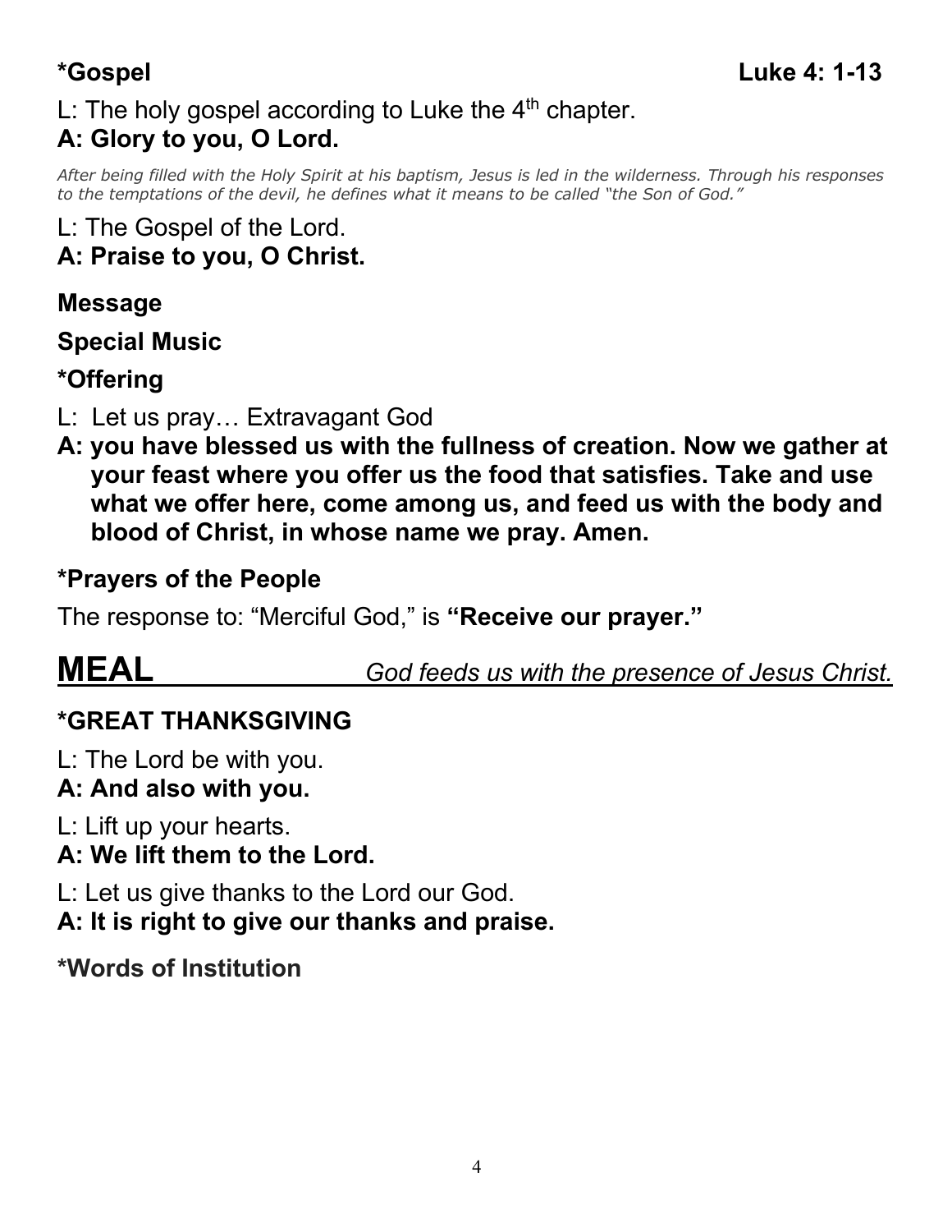**\*Gospel** **Luke 4: 1-13**

L: The holy gospel according to Luke the 4th chapter.
**A: Glory to you, O Lord.**

*After being filled with the Holy Spirit at his baptism, Jesus is led in the wilderness. Through his responses to the temptations of the devil, he defines what it means to be called "the Son of God."*

L: The Gospel of the Lord.
**A: Praise to you, O Christ.**

**Message**

**Special Music**

**\*Offering**

L: Let us pray… Extravagant God

**A: you have blessed us with the fullness of creation. Now we gather at your feast where you offer us the food that satisfies. Take and use what we offer here, come among us, and feed us with the body and blood of Christ, in whose name we pray. Amen.**

**\*Prayers of the People**

The response to: "Merciful God," is **"Receive our prayer."**

# MEAL

*God feeds us with the presence of Jesus Christ.*

**\*GREAT THANKSGIVING**

L: The Lord be with you.
**A: And also with you.**

L: Lift up your hearts.
**A: We lift them to the Lord.**

L: Let us give thanks to the Lord our God.
**A: It is right to give our thanks and praise.**

**\*Words of Institution**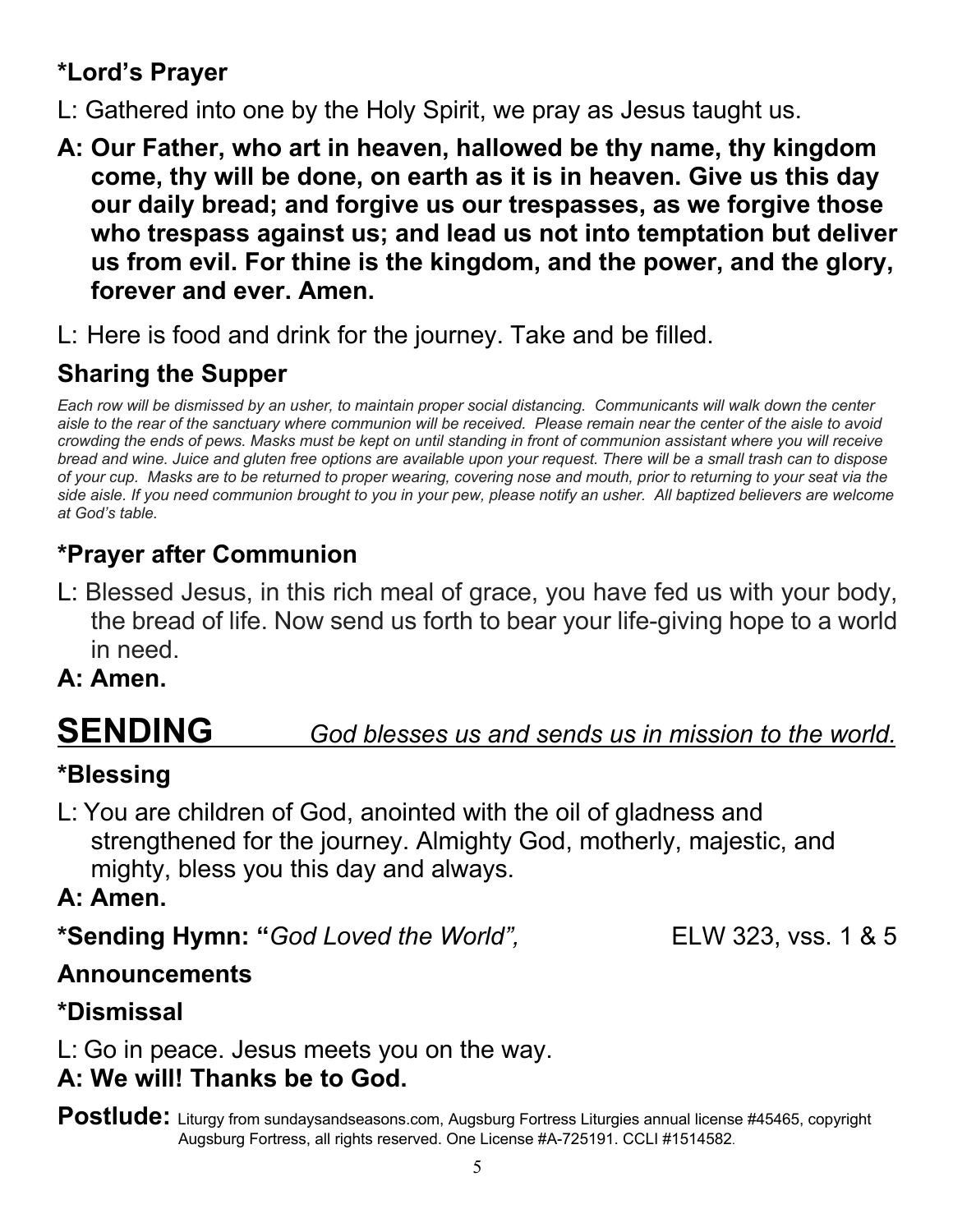### *Lord's Prayer

L: Gathered into one by the Holy Spirit, we pray as Jesus taught us.

**A: Our Father, who art in heaven, hallowed be thy name, thy kingdom come, thy will be done, on earth as it is in heaven. Give us this day our daily bread; and forgive us our trespasses, as we forgive those who trespass against us; and lead us not into temptation but deliver us from evil. For thine is the kingdom, and the power, and the glory, forever and ever. Amen.**

L: Here is food and drink for the journey. Take and be filled.

### Sharing the Supper

*Each row will be dismissed by an usher, to maintain proper social distancing. Communicants will walk down the center aisle to the rear of the sanctuary where communion will be received. Please remain near the center of the aisle to avoid crowding the ends of pews. Masks must be kept on until standing in front of communion assistant where you will receive bread and wine. Juice and gluten free options are available upon your request. There will be a small trash can to dispose of your cup. Masks are to be returned to proper wearing, covering nose and mouth, prior to returning to your seat via the side aisle. If you need communion brought to you in your pew, please notify an usher. All baptized believers are welcome at God's table.*

### *Prayer after Communion

L: Blessed Jesus, in this rich meal of grace, you have fed us with your body, the bread of life. Now send us forth to bear your life-giving hope to a world in need.

**A: Amen.**

## SENDING *God blesses us and sends us in mission to the world.*

### *Blessing

L: You are children of God, anointed with the oil of gladness and strengthened for the journey. Almighty God, motherly, majestic, and mighty, bless you this day and always.

**A: Amen.**

**\*Sending Hymn: "***God Loved the World",* ELW 323, vss. 1 & 5

### Announcements

### *Dismissal

L: Go in peace. Jesus meets you on the way.

**A: We will! Thanks be to God.**

**Postlude:** Liturgy from sundaysandseasons.com, Augsburg Fortress Liturgies annual license #45465, copyright Augsburg Fortress, all rights reserved. One License #A-725191. CCLI #1514582.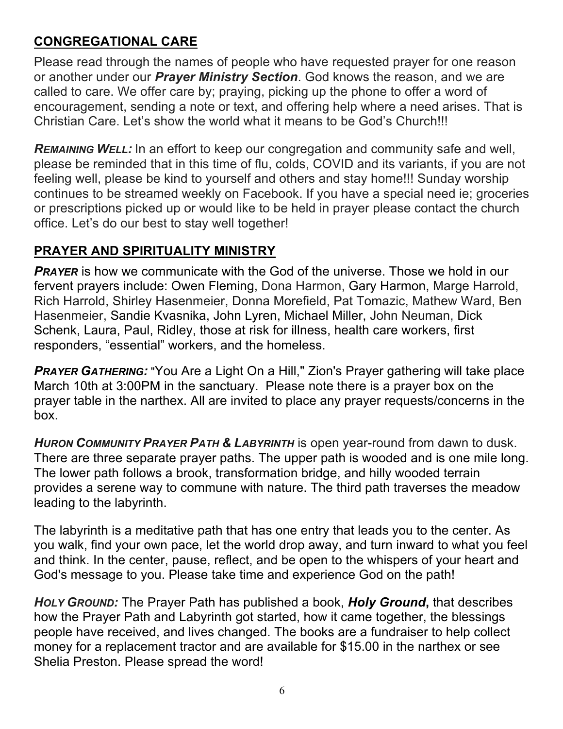## CONGREGATIONAL CARE

Please read through the names of people who have requested prayer for one reason or another under our ***Prayer Ministry Section***. God knows the reason, and we are called to care. We offer care by; praying, picking up the phone to offer a word of encouragement, sending a note or text, and offering help where a need arises. That is Christian Care. Let's show the world what it means to be God's Church!!!

***REMAINING WELL:*** In an effort to keep our congregation and community safe and well, please be reminded that in this time of flu, colds, COVID and its variants, if you are not feeling well, please be kind to yourself and others and stay home!!! Sunday worship continues to be streamed weekly on Facebook. If you have a special need ie; groceries or prescriptions picked up or would like to be held in prayer please contact the church office. Let's do our best to stay well together!

## PRAYER AND SPIRITUALITY MINISTRY

***PRAYER*** is how we communicate with the God of the universe. Those we hold in our fervent prayers include: Owen Fleming, Dona Harmon, Gary Harmon, Marge Harrold, Rich Harrold, Shirley Hasenmeier, Donna Morefield, Pat Tomazic, Mathew Ward, Ben Hasenmeier, Sandie Kvasnika, John Lyren, Michael Miller, John Neuman, Dick Schenk, Laura, Paul, Ridley, those at risk for illness, health care workers, first responders, "essential" workers, and the homeless.

***PRAYER GATHERING:*** "You Are a Light On a Hill," Zion's Prayer gathering will take place March 10th at 3:00PM in the sanctuary. Please note there is a prayer box on the prayer table in the narthex. All are invited to place any prayer requests/concerns in the box.

***HURON COMMUNITY PRAYER PATH & LABYRINTH*** is open year-round from dawn to dusk. There are three separate prayer paths. The upper path is wooded and is one mile long. The lower path follows a brook, transformation bridge, and hilly wooded terrain provides a serene way to commune with nature. The third path traverses the meadow leading to the labyrinth.

The labyrinth is a meditative path that has one entry that leads you to the center. As you walk, find your own pace, let the world drop away, and turn inward to what you feel and think. In the center, pause, reflect, and be open to the whispers of your heart and God's message to you. Please take time and experience God on the path!

***HOLY GROUND:*** The Prayer Path has published a book, ***Holy Ground*,** that describes how the Prayer Path and Labyrinth got started, how it came together, the blessings people have received, and lives changed. The books are a fundraiser to help collect money for a replacement tractor and are available for $15.00 in the narthex or see Shelia Preston. Please spread the word!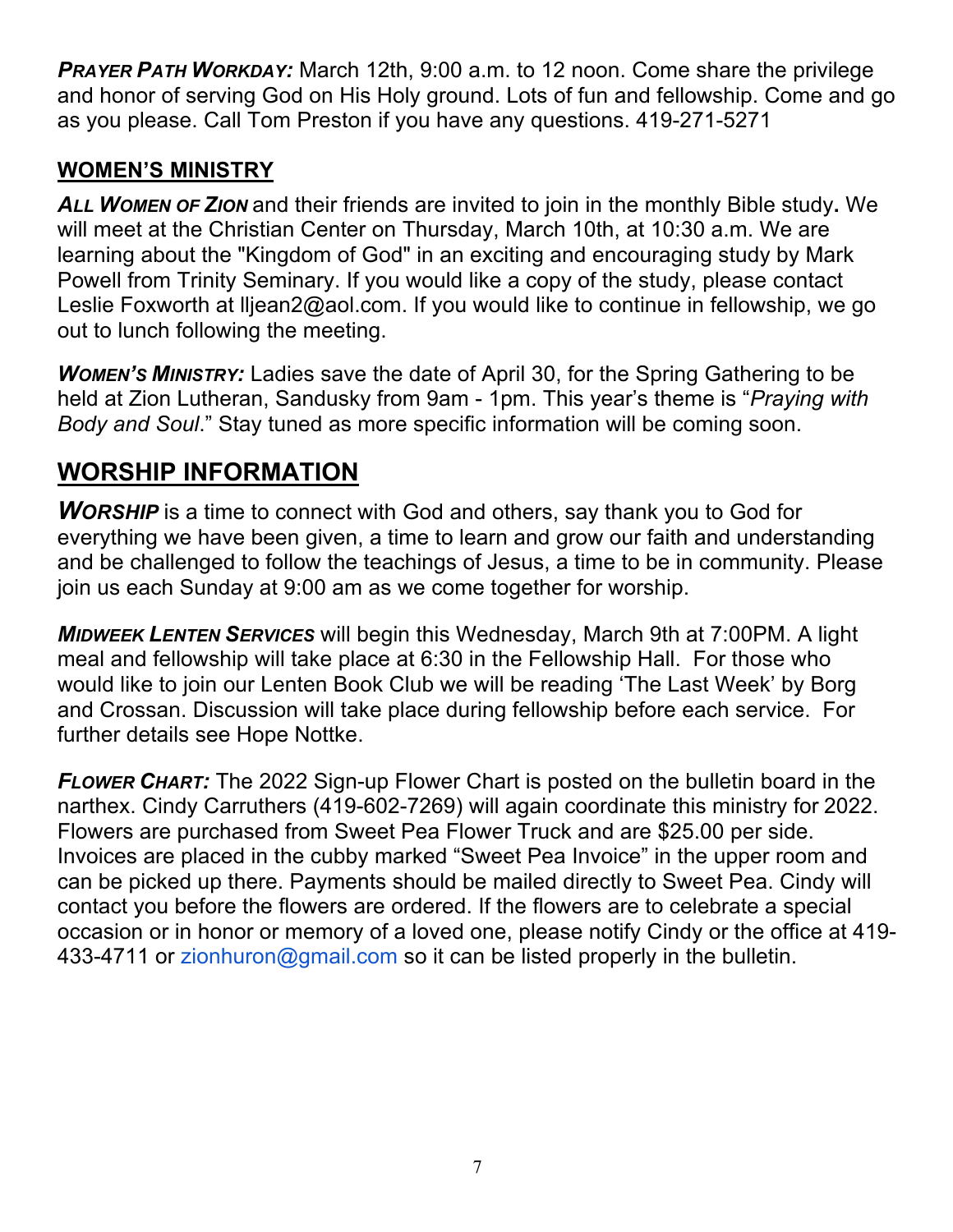***PRAYER PATH WORKDAY:*** March 12th, 9:00 a.m. to 12 noon. Come share the privilege and honor of serving God on His Holy ground. Lots of fun and fellowship. Come and go as you please. Call Tom Preston if you have any questions. 419-271-5271

### WOMEN'S MINISTRY

***ALL WOMEN OF ZION*** and their friends are invited to join in the monthly Bible study**.** We will meet at the Christian Center on Thursday, March 10th, at 10:30 a.m. We are learning about the "Kingdom of God" in an exciting and encouraging study by Mark Powell from Trinity Seminary. If you would like a copy of the study, please contact Leslie Foxworth at lljean2@aol.com. If you would like to continue in fellowship, we go out to lunch following the meeting.

***WOMEN'S MINISTRY:*** Ladies save the date of April 30, for the Spring Gathering to be held at Zion Lutheran, Sandusky from 9am - 1pm. This year's theme is "*Praying with Body and Soul*." Stay tuned as more specific information will be coming soon.

## WORSHIP INFORMATION

***WORSHIP*** is a time to connect with God and others, say thank you to God for everything we have been given, a time to learn and grow our faith and understanding and be challenged to follow the teachings of Jesus, a time to be in community. Please join us each Sunday at 9:00 am as we come together for worship.

***MIDWEEK LENTEN SERVICES*** will begin this Wednesday, March 9th at 7:00PM. A light meal and fellowship will take place at 6:30 in the Fellowship Hall. For those who would like to join our Lenten Book Club we will be reading 'The Last Week' by Borg and Crossan. Discussion will take place during fellowship before each service. For further details see Hope Nottke.

***FLOWER CHART:*** The 2022 Sign-up Flower Chart is posted on the bulletin board in the narthex. Cindy Carruthers (419-602-7269) will again coordinate this ministry for 2022. Flowers are purchased from Sweet Pea Flower Truck and are $25.00 per side. Invoices are placed in the cubby marked "Sweet Pea Invoice" in the upper room and can be picked up there. Payments should be mailed directly to Sweet Pea. Cindy will contact you before the flowers are ordered. If the flowers are to celebrate a special occasion or in honor or memory of a loved one, please notify Cindy or the office at 419-433-4711 or zionhuron@gmail.com so it can be listed properly in the bulletin.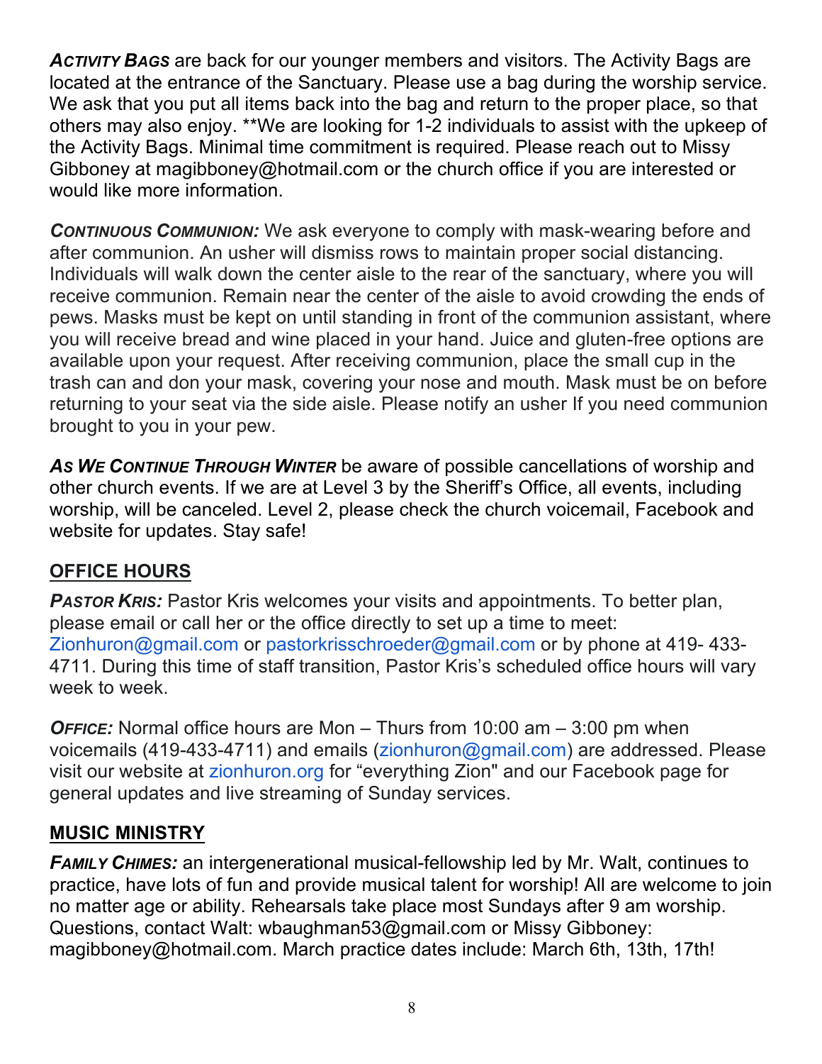***ACTIVITY BAGS*** are back for our younger members and visitors. The Activity Bags are located at the entrance of the Sanctuary. Please use a bag during the worship service. We ask that you put all items back into the bag and return to the proper place, so that others may also enjoy. **We are looking for 1-2 individuals to assist with the upkeep of the Activity Bags. Minimal time commitment is required. Please reach out to Missy Gibboney at magibboney@hotmail.com or the church office if you are interested or would like more information.

***CONTINUOUS COMMUNION:*** We ask everyone to comply with mask-wearing before and after communion. An usher will dismiss rows to maintain proper social distancing. Individuals will walk down the center aisle to the rear of the sanctuary, where you will receive communion. Remain near the center of the aisle to avoid crowding the ends of pews. Masks must be kept on until standing in front of the communion assistant, where you will receive bread and wine placed in your hand. Juice and gluten-free options are available upon your request. After receiving communion, place the small cup in the trash can and don your mask, covering your nose and mouth. Mask must be on before returning to your seat via the side aisle. Please notify an usher If you need communion brought to you in your pew.

***AS WE CONTINUE THROUGH WINTER*** be aware of possible cancellations of worship and other church events. If we are at Level 3 by the Sheriff's Office, all events, including worship, will be canceled. Level 2, please check the church voicemail, Facebook and website for updates. Stay safe!

## OFFICE HOURS

***PASTOR KRIS:*** Pastor Kris welcomes your visits and appointments. To better plan, please email or call her or the office directly to set up a time to meet: Zionhuron@gmail.com or pastorkrisschroeder@gmail.com or by phone at 419- 433-4711. During this time of staff transition, Pastor Kris's scheduled office hours will vary week to week.

***OFFICE:*** Normal office hours are Mon – Thurs from 10:00 am – 3:00 pm when voicemails (419-433-4711) and emails (zionhuron@gmail.com) are addressed. Please visit our website at zionhuron.org for "everything Zion" and our Facebook page for general updates and live streaming of Sunday services.

## MUSIC MINISTRY

***FAMILY CHIMES:*** an intergenerational musical-fellowship led by Mr. Walt, continues to practice, have lots of fun and provide musical talent for worship! All are welcome to join no matter age or ability. Rehearsals take place most Sundays after 9 am worship. Questions, contact Walt: wbaughman53@gmail.com or Missy Gibboney: magibboney@hotmail.com. March practice dates include: March 6th, 13th, 17th!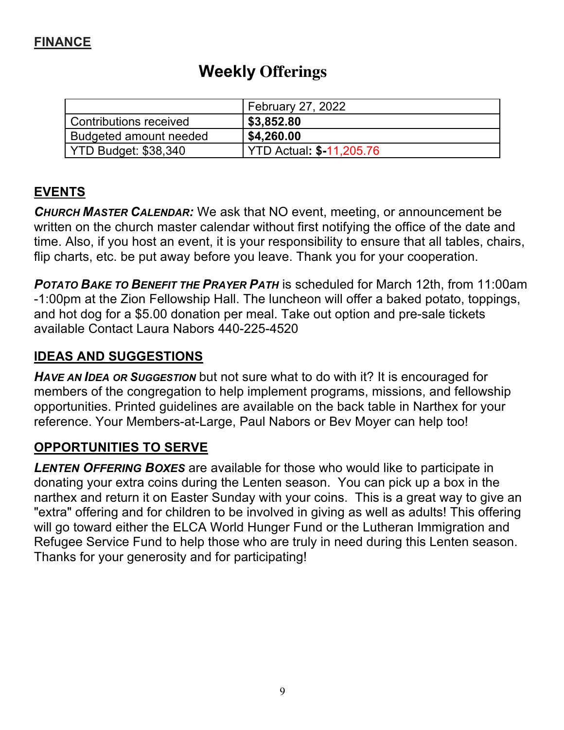## FINANCE

# Weekly Offerings

| | February 27, 2022 |
|---|---|
| Contributions received | **$3,852.80** |
| Budgeted amount needed | **$4,260.00** |
| YTD Budget: $38,340 | YTD Actual**: $-**11,205.76 |

## EVENTS

***CHURCH MASTER CALENDAR:*** We ask that NO event, meeting, or announcement be written on the church master calendar without first notifying the office of the date and time. Also, if you host an event, it is your responsibility to ensure that all tables, chairs, flip charts, etc. be put away before you leave. Thank you for your cooperation.

***POTATO BAKE TO BENEFIT THE PRAYER PATH*** is scheduled for March 12th, from 11:00am -1:00pm at the Zion Fellowship Hall. The luncheon will offer a baked potato, toppings, and hot dog for a $5.00 donation per meal. Take out option and pre-sale tickets available Contact Laura Nabors 440-225-4520

## IDEAS AND SUGGESTIONS

***HAVE AN IDEA OR SUGGESTION*** but not sure what to do with it? It is encouraged for members of the congregation to help implement programs, missions, and fellowship opportunities. Printed guidelines are available on the back table in Narthex for your reference. Your Members-at-Large, Paul Nabors or Bev Moyer can help too!

## OPPORTUNITIES TO SERVE

***LENTEN OFFERING BOXES*** are available for those who would like to participate in donating your extra coins during the Lenten season. You can pick up a box in the narthex and return it on Easter Sunday with your coins. This is a great way to give an "extra" offering and for children to be involved in giving as well as adults! This offering will go toward either the ELCA World Hunger Fund or the Lutheran Immigration and Refugee Service Fund to help those who are truly in need during this Lenten season. Thanks for your generosity and for participating!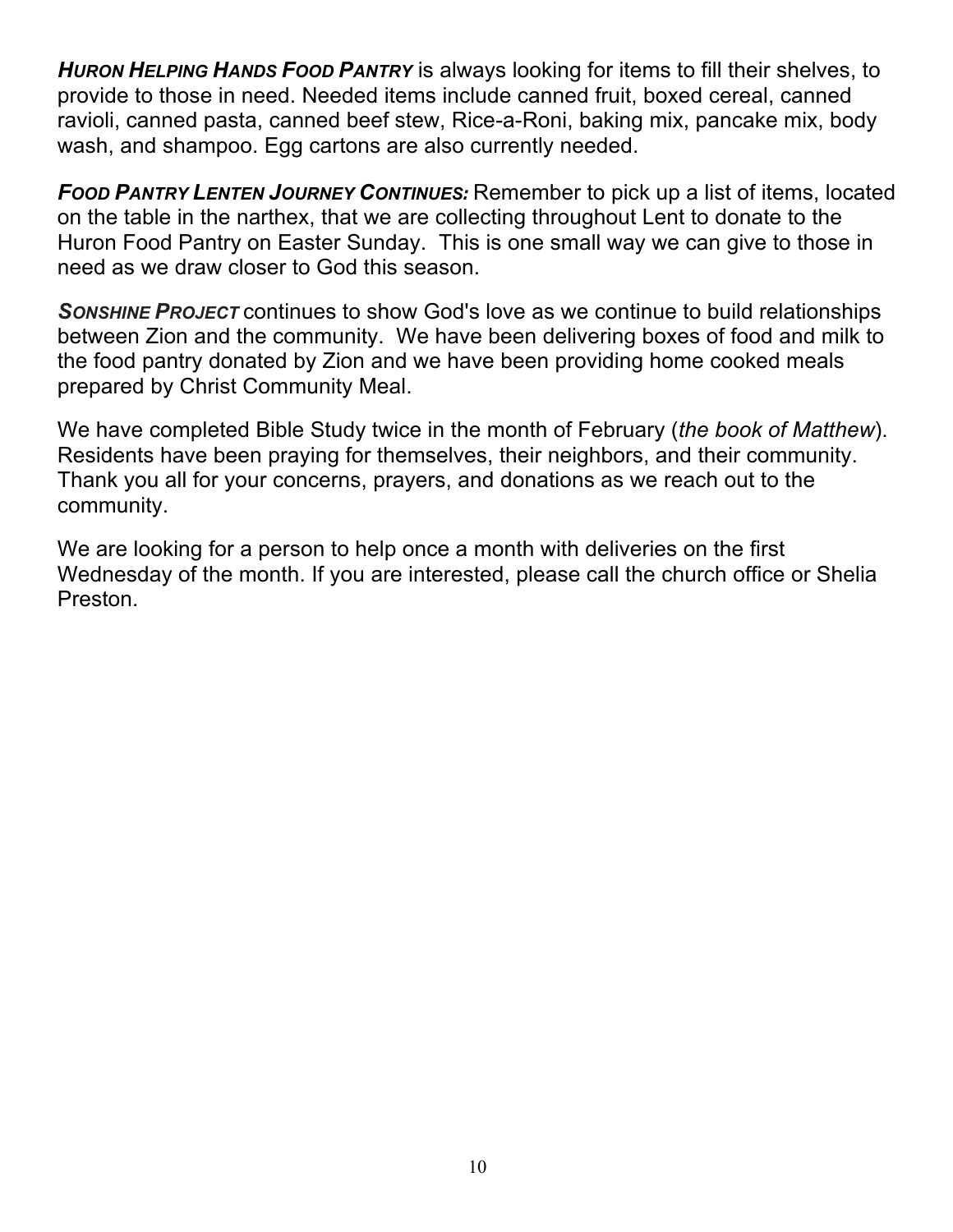***Huron Helping Hands Food Pantry*** is always looking for items to fill their shelves, to provide to those in need. Needed items include canned fruit, boxed cereal, canned ravioli, canned pasta, canned beef stew, Rice-a-Roni, baking mix, pancake mix, body wash, and shampoo. Egg cartons are also currently needed.

***Food Pantry Lenten Journey Continues:*** Remember to pick up a list of items, located on the table in the narthex, that we are collecting throughout Lent to donate to the Huron Food Pantry on Easter Sunday. This is one small way we can give to those in need as we draw closer to God this season.

***Sonshine Project*** continues to show God's love as we continue to build relationships between Zion and the community. We have been delivering boxes of food and milk to the food pantry donated by Zion and we have been providing home cooked meals prepared by Christ Community Meal.

We have completed Bible Study twice in the month of February (*the book of Matthew*). Residents have been praying for themselves, their neighbors, and their community. Thank you all for your concerns, prayers, and donations as we reach out to the community.

We are looking for a person to help once a month with deliveries on the first Wednesday of the month. If you are interested, please call the church office or Shelia Preston.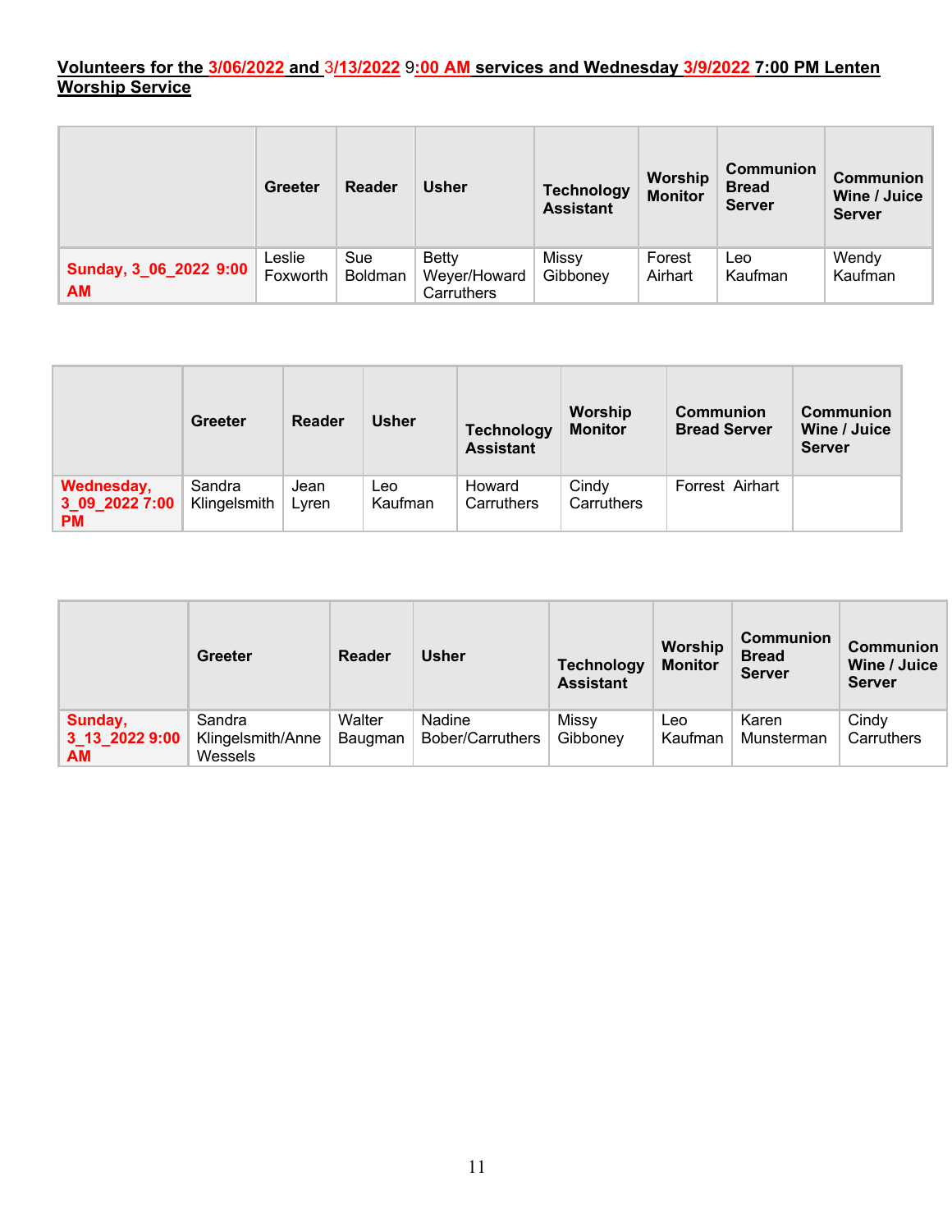**Volunteers for the 3/06/2022 and 3/13/2022 9:00 AM services and Wednesday 3/9/2022 7:00 PM Lenten Worship Service**

| | Greeter | Reader | Usher | Technology Assistant | Worship Monitor | Communion Bread Server | Communion Wine / Juice Server |
|---|---|---|---|---|---|---|---|
| **Sunday, 3_06_2022 9:00 AM** | Leslie Foxworth | Sue Boldman | Betty Weyer/Howard Carruthers | Missy Gibboney | Forest Airhart | Leo Kaufman | Wendy Kaufman |

| | Greeter | Reader | Usher | Technology Assistant | Worship Monitor | Communion Bread Server | Communion Wine / Juice Server |
|---|---|---|---|---|---|---|---|
| **Wednesday, 3_09_2022 7:00 PM** | Sandra Klingelsmith | Jean Lyren | Leo Kaufman | Howard Carruthers | Cindy Carruthers | Forrest Airhart | |

| | Greeter | Reader | Usher | Technology Assistant | Worship Monitor | Communion Bread Server | Communion Wine / Juice Server |
|---|---|---|---|---|---|---|---|
| **Sunday, 3_13_2022 9:00 AM** | Sandra Klingelsmith/Anne Wessels | Walter Baugman | Nadine Bober/Carruthers | Missy Gibboney | Leo Kaufman | Karen Munsterman | Cindy Carruthers |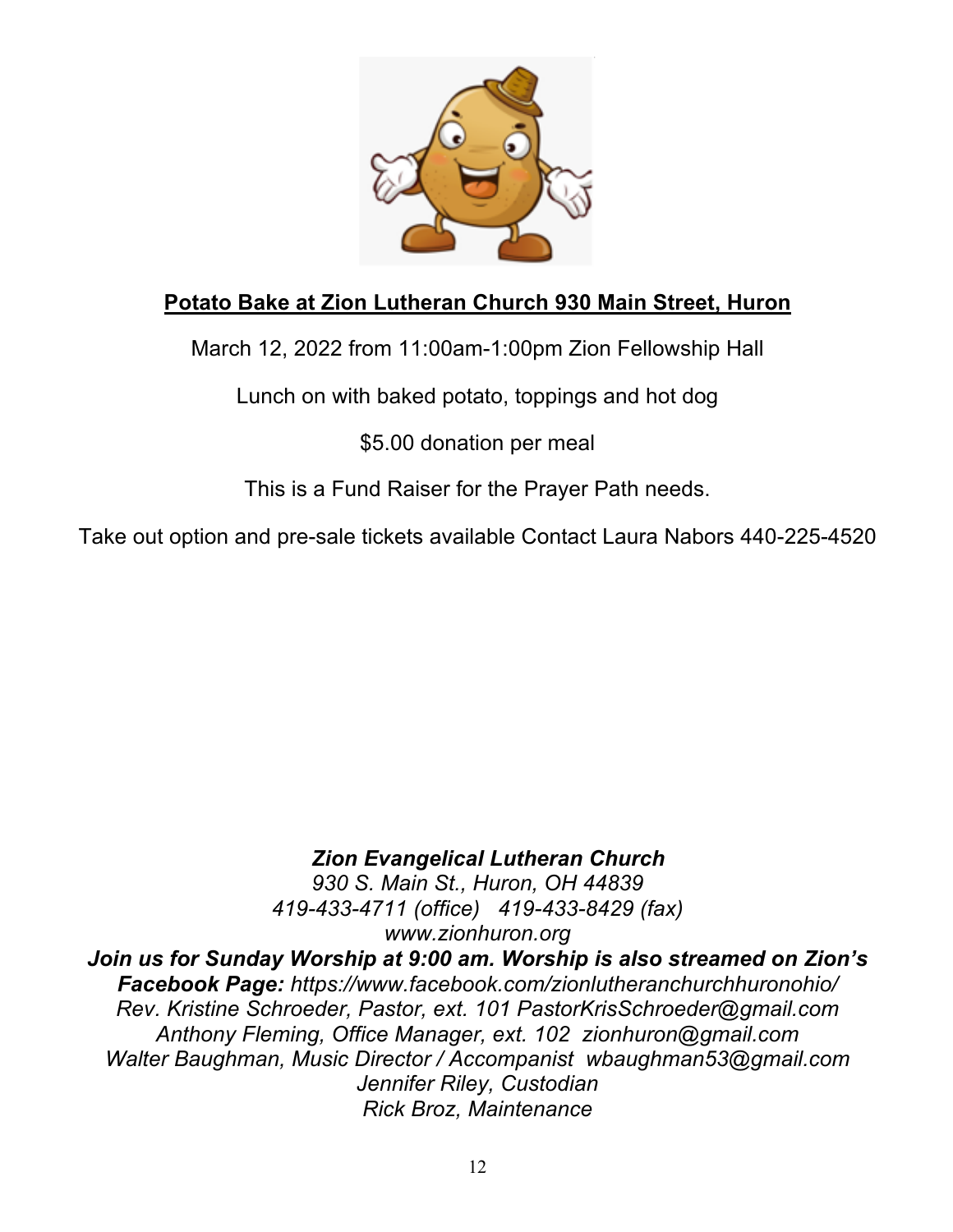**Potato Bake at Zion Lutheran Church 930 Main Street, Huron**

March 12, 2022 from 11:00am-1:00pm Zion Fellowship Hall

Lunch on with baked potato, toppings and hot dog

$5.00 donation per meal

This is a Fund Raiser for the Prayer Path needs.

Take out option and pre-sale tickets available Contact Laura Nabors 440-225-4520

***Zion Evangelical Lutheran Church***
*930 S. Main St., Huron, OH 44839*
*419-433-4711 (office) 419-433-8429 (fax)*
*www.zionhuron.org*
***Join us for Sunday Worship at 9:00 am. Worship is also streamed on Zion's Facebook Page:*** *https://www.facebook.com/zionlutheranchurchhuronohio/*
*Rev. Kristine Schroeder, Pastor, ext. 101 PastorKrisSchroeder@gmail.com*
*Anthony Fleming, Office Manager, ext. 102 zionhuron@gmail.com*
*Walter Baughman, Music Director / Accompanist wbaughman53@gmail.com*
*Jennifer Riley, Custodian*
*Rick Broz, Maintenance*